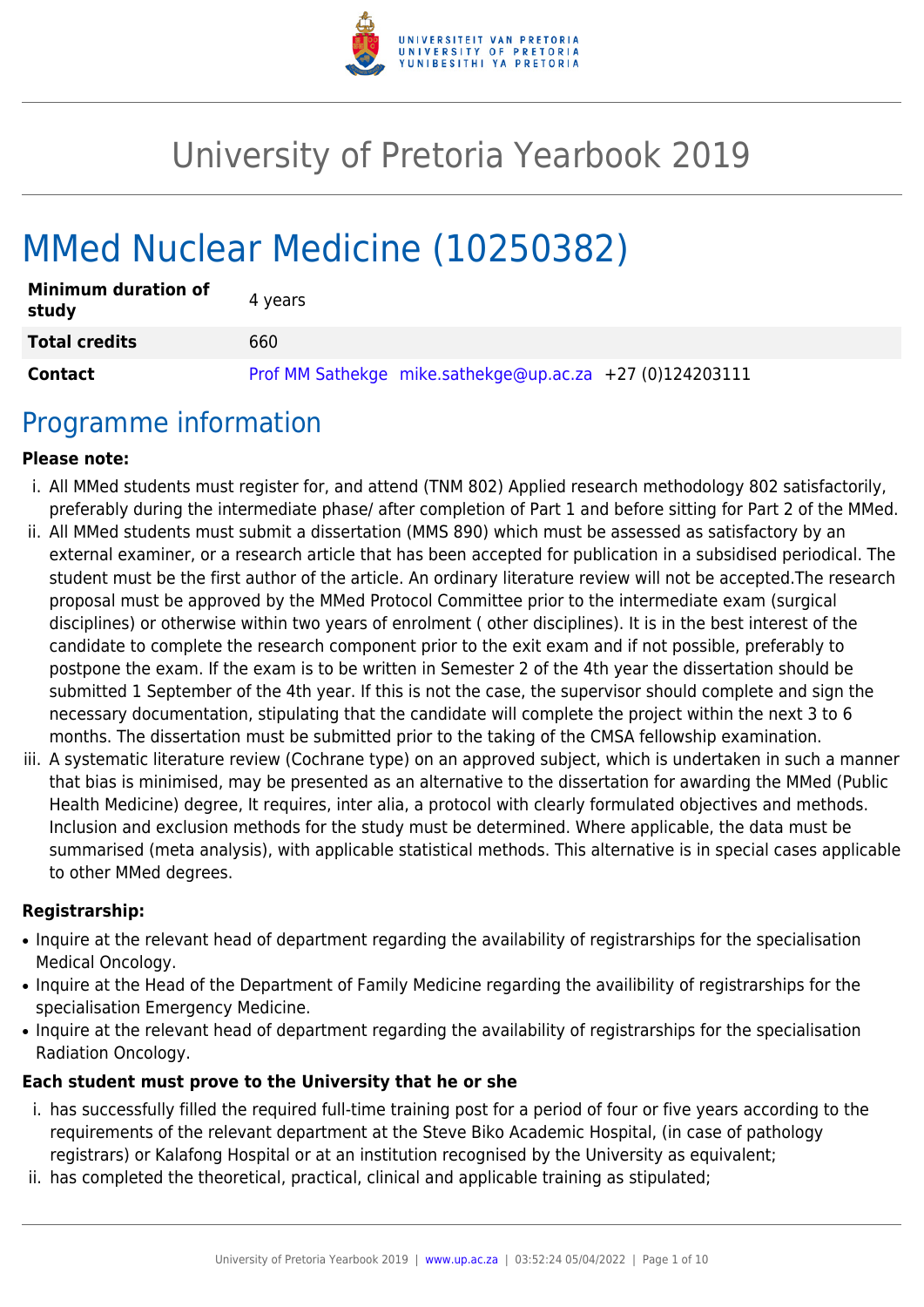# University of Pretoria Yearbook 2019

# MMed Nuclear Medicine (10250382)

| | |
|---|---|
| **Minimum duration of study** | 4 years |
| **Total credits** | 660 |
| **Contact** | Prof MM Sathekge mike.sathekge@up.ac.za +27 (0)124203111 |

## Programme information

**Please note:**

i. All MMed students must register for, and attend (TNM 802) Applied research methodology 802 satisfactorily, preferably during the intermediate phase/ after completion of Part 1 and before sitting for Part 2 of the MMed.

ii. All MMed students must submit a dissertation (MMS 890) which must be assessed as satisfactory by an external examiner, or a research article that has been accepted for publication in a subsidised periodical. The student must be the first author of the article. An ordinary literature review will not be accepted.The research proposal must be approved by the MMed Protocol Committee prior to the intermediate exam (surgical disciplines) or otherwise within two years of enrolment ( other disciplines). It is in the best interest of the candidate to complete the research component prior to the exit exam and if not possible, preferably to postpone the exam. If the exam is to be written in Semester 2 of the 4th year the dissertation should be submitted 1 September of the 4th year. If this is not the case, the supervisor should complete and sign the necessary documentation, stipulating that the candidate will complete the project within the next 3 to 6 months. The dissertation must be submitted prior to the taking of the CMSA fellowship examination.

iii. A systematic literature review (Cochrane type) on an approved subject, which is undertaken in such a manner that bias is minimised, may be presented as an alternative to the dissertation for awarding the MMed (Public Health Medicine) degree, It requires, inter alia, a protocol with clearly formulated objectives and methods. Inclusion and exclusion methods for the study must be determined. Where applicable, the data must be summarised (meta analysis), with applicable statistical methods. This alternative is in special cases applicable to other MMed degrees.

**Registrarship:**

- Inquire at the relevant head of department regarding the availability of registrarships for the specialisation Medical Oncology.
- Inquire at the Head of the Department of Family Medicine regarding the availibility of registrarships for the specialisation Emergency Medicine.
- Inquire at the relevant head of department regarding the availability of registrarships for the specialisation Radiation Oncology.

**Each student must prove to the University that he or she**

i. has successfully filled the required full-time training post for a period of four or five years according to the requirements of the relevant department at the Steve Biko Academic Hospital, (in case of pathology registrars) or Kalafong Hospital or at an institution recognised by the University as equivalent;

ii. has completed the theoretical, practical, clinical and applicable training as stipulated;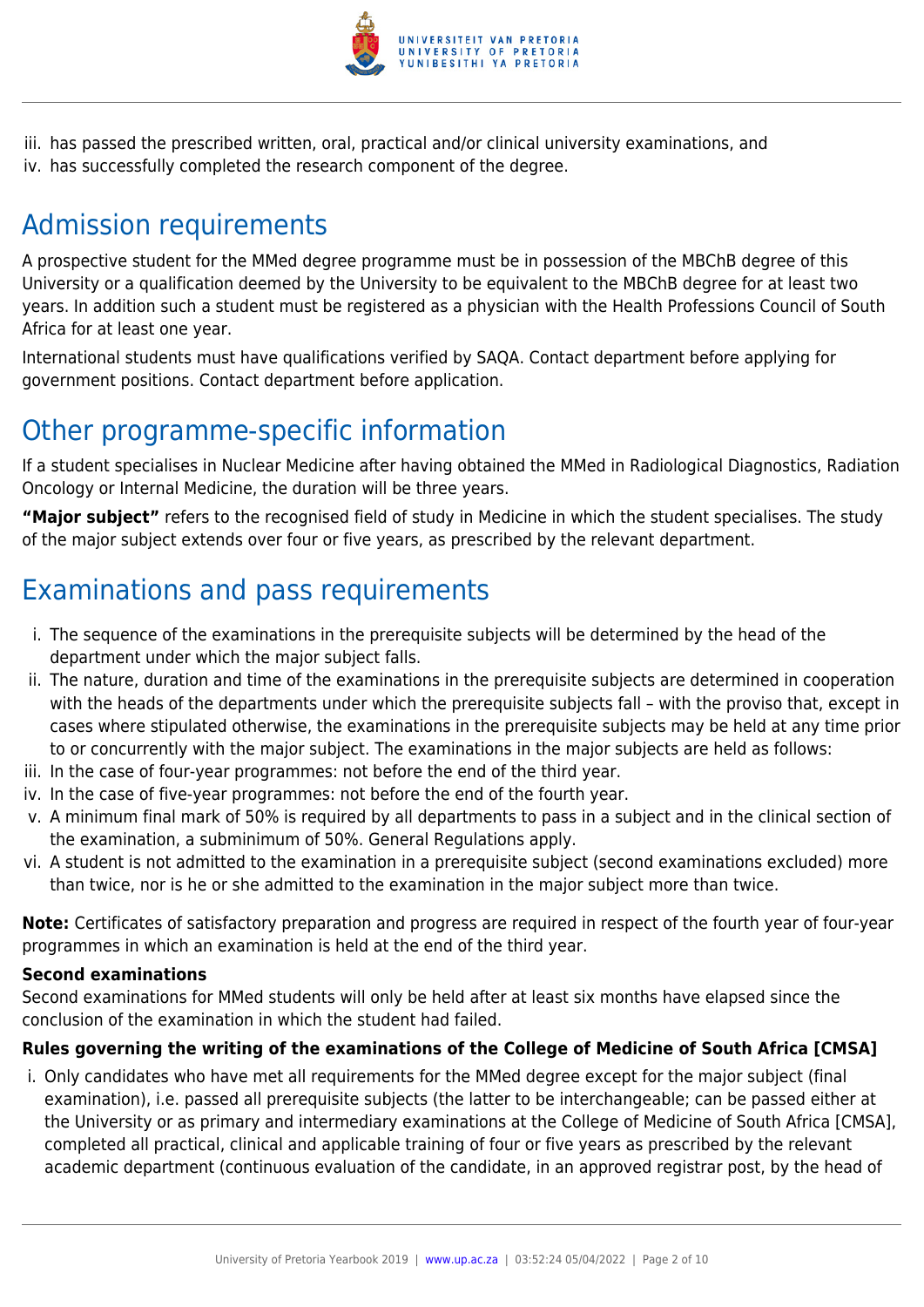iii. has passed the prescribed written, oral, practical and/or clinical university examinations, and
iv. has successfully completed the research component of the degree.

## Admission requirements

A prospective student for the MMed degree programme must be in possession of the MBChB degree of this University or a qualification deemed by the University to be equivalent to the MBChB degree for at least two years. In addition such a student must be registered as a physician with the Health Professions Council of South Africa for at least one year.

International students must have qualifications verified by SAQA. Contact department before applying for government positions. Contact department before application.

## Other programme-specific information

If a student specialises in Nuclear Medicine after having obtained the MMed in Radiological Diagnostics, Radiation Oncology or Internal Medicine, the duration will be three years.

**"Major subject"** refers to the recognised field of study in Medicine in which the student specialises. The study of the major subject extends over four or five years, as prescribed by the relevant department.

## Examinations and pass requirements

i. The sequence of the examinations in the prerequisite subjects will be determined by the head of the department under which the major subject falls.
ii. The nature, duration and time of the examinations in the prerequisite subjects are determined in cooperation with the heads of the departments under which the prerequisite subjects fall – with the proviso that, except in cases where stipulated otherwise, the examinations in the prerequisite subjects may be held at any time prior to or concurrently with the major subject. The examinations in the major subjects are held as follows:
iii. In the case of four-year programmes: not before the end of the third year.
iv. In the case of five-year programmes: not before the end of the fourth year.
v. A minimum final mark of 50% is required by all departments to pass in a subject and in the clinical section of the examination, a subminimum of 50%. General Regulations apply.
vi. A student is not admitted to the examination in a prerequisite subject (second examinations excluded) more than twice, nor is he or she admitted to the examination in the major subject more than twice.

**Note:** Certificates of satisfactory preparation and progress are required in respect of the fourth year of four-year programmes in which an examination is held at the end of the third year.

### Second examinations

Second examinations for MMed students will only be held after at least six months have elapsed since the conclusion of the examination in which the student had failed.

### Rules governing the writing of the examinations of the College of Medicine of South Africa [CMSA]

i. Only candidates who have met all requirements for the MMed degree except for the major subject (final examination), i.e. passed all prerequisite subjects (the latter to be interchangeable; can be passed either at the University or as primary and intermediary examinations at the College of Medicine of South Africa [CMSA], completed all practical, clinical and applicable training of four or five years as prescribed by the relevant academic department (continuous evaluation of the candidate, in an approved registrar post, by the head of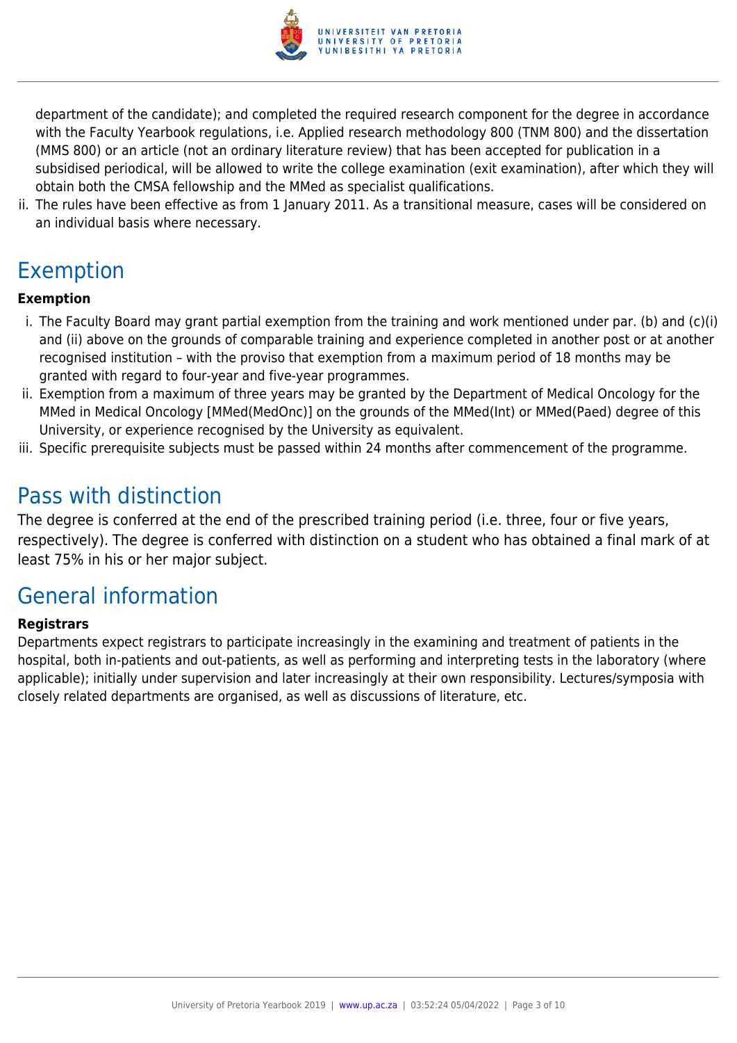department of the candidate); and completed the required research component for the degree in accordance with the Faculty Yearbook regulations, i.e. Applied research methodology 800 (TNM 800) and the dissertation (MMS 800) or an article (not an ordinary literature review) that has been accepted for publication in a subsidised periodical, will be allowed to write the college examination (exit examination), after which they will obtain both the CMSA fellowship and the MMed as specialist qualifications.

ii. The rules have been effective as from 1 January 2011. As a transitional measure, cases will be considered on an individual basis where necessary.

## Exemption

**Exemption**

i. The Faculty Board may grant partial exemption from the training and work mentioned under par. (b) and (c)(i) and (ii) above on the grounds of comparable training and experience completed in another post or at another recognised institution – with the proviso that exemption from a maximum period of 18 months may be granted with regard to four-year and five-year programmes.
ii. Exemption from a maximum of three years may be granted by the Department of Medical Oncology for the MMed in Medical Oncology [MMed(MedOnc)] on the grounds of the MMed(Int) or MMed(Paed) degree of this University, or experience recognised by the University as equivalent.
iii. Specific prerequisite subjects must be passed within 24 months after commencement of the programme.

## Pass with distinction

The degree is conferred at the end of the prescribed training period (i.e. three, four or five years, respectively). The degree is conferred with distinction on a student who has obtained a final mark of at least 75% in his or her major subject.

## General information

**Registrars**

Departments expect registrars to participate increasingly in the examining and treatment of patients in the hospital, both in-patients and out-patients, as well as performing and interpreting tests in the laboratory (where applicable); initially under supervision and later increasingly at their own responsibility. Lectures/symposia with closely related departments are organised, as well as discussions of literature, etc.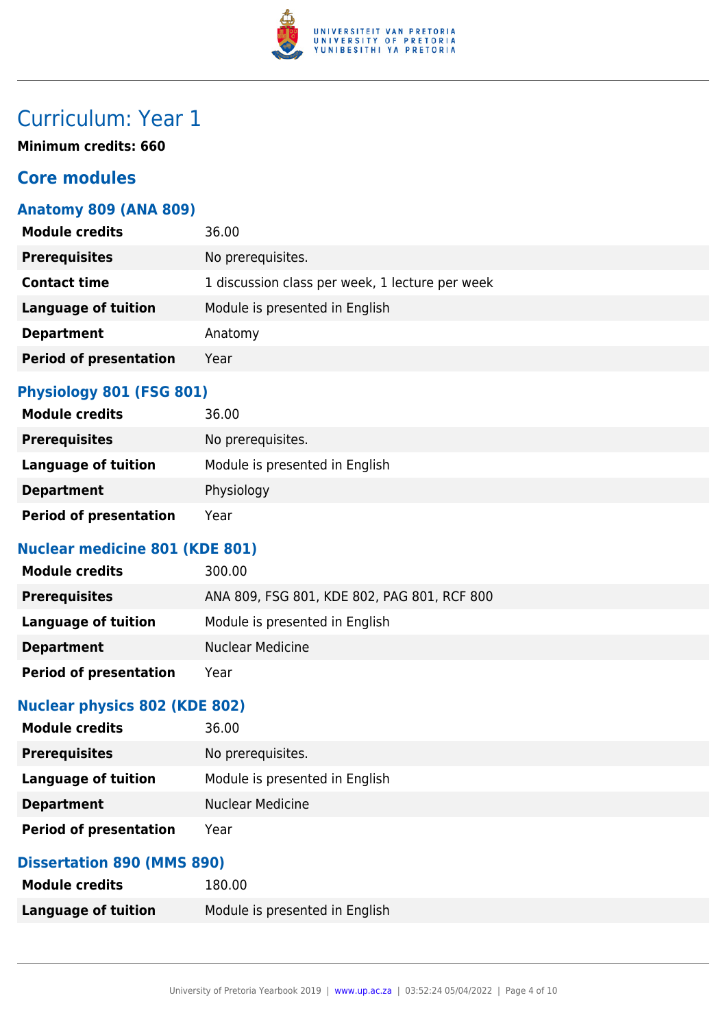# Curriculum: Year 1

**Minimum credits: 660**

## Core modules

### Anatomy 809 (ANA 809)

| | |
|---|---|
| **Module credits** | 36.00 |
| **Prerequisites** | No prerequisites. |
| **Contact time** | 1 discussion class per week, 1 lecture per week |
| **Language of tuition** | Module is presented in English |
| **Department** | Anatomy |
| **Period of presentation** | Year |

### Physiology 801 (FSG 801)

| | |
|---|---|
| **Module credits** | 36.00 |
| **Prerequisites** | No prerequisites. |
| **Language of tuition** | Module is presented in English |
| **Department** | Physiology |
| **Period of presentation** | Year |

### Nuclear medicine 801 (KDE 801)

| | |
|---|---|
| **Module credits** | 300.00 |
| **Prerequisites** | ANA 809, FSG 801, KDE 802, PAG 801, RCF 800 |
| **Language of tuition** | Module is presented in English |
| **Department** | Nuclear Medicine |
| **Period of presentation** | Year |

### Nuclear physics 802 (KDE 802)

| | |
|---|---|
| **Module credits** | 36.00 |
| **Prerequisites** | No prerequisites. |
| **Language of tuition** | Module is presented in English |
| **Department** | Nuclear Medicine |
| **Period of presentation** | Year |

### Dissertation 890 (MMS 890)

| | |
|---|---|
| **Module credits** | 180.00 |
| **Language of tuition** | Module is presented in English |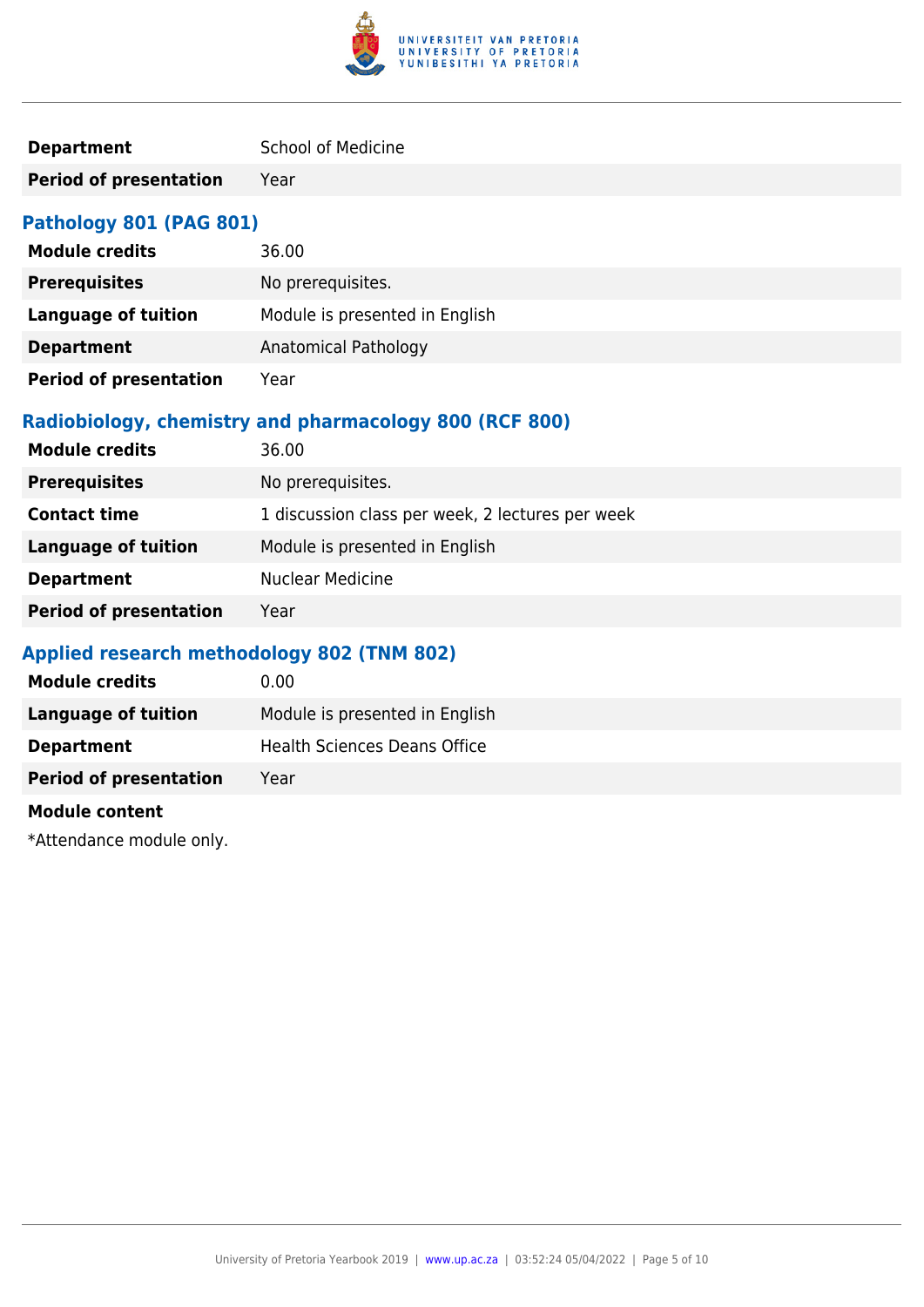| | |
|---|---|
| **Department** | School of Medicine |
| **Period of presentation** | Year |

### Pathology 801 (PAG 801)

| | |
|---|---|
| **Module credits** | 36.00 |
| **Prerequisites** | No prerequisites. |
| **Language of tuition** | Module is presented in English |
| **Department** | Anatomical Pathology |
| **Period of presentation** | Year |

### Radiobiology, chemistry and pharmacology 800 (RCF 800)

| | |
|---|---|
| **Module credits** | 36.00 |
| **Prerequisites** | No prerequisites. |
| **Contact time** | 1 discussion class per week, 2 lectures per week |
| **Language of tuition** | Module is presented in English |
| **Department** | Nuclear Medicine |
| **Period of presentation** | Year |

### Applied research methodology 802 (TNM 802)

| | |
|---|---|
| **Module credits** | 0.00 |
| **Language of tuition** | Module is presented in English |
| **Department** | Health Sciences Deans Office |
| **Period of presentation** | Year |

**Module content**

*Attendance module only.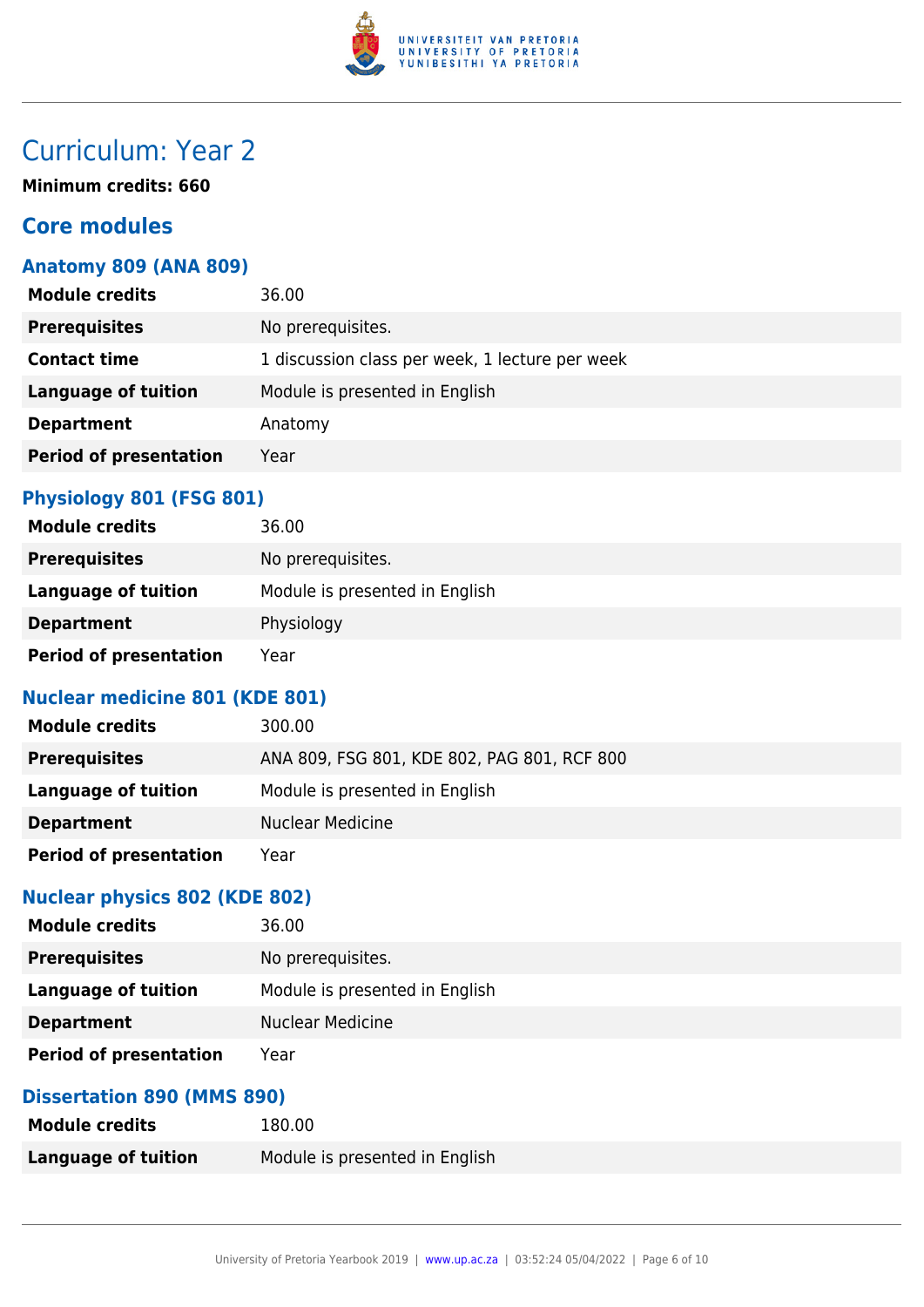# Curriculum: Year 2

**Minimum credits: 660**

## Core modules

### Anatomy 809 (ANA 809)

| | |
|---|---|
| **Module credits** | 36.00 |
| **Prerequisites** | No prerequisites. |
| **Contact time** | 1 discussion class per week, 1 lecture per week |
| **Language of tuition** | Module is presented in English |
| **Department** | Anatomy |
| **Period of presentation** | Year |

### Physiology 801 (FSG 801)

| | |
|---|---|
| **Module credits** | 36.00 |
| **Prerequisites** | No prerequisites. |
| **Language of tuition** | Module is presented in English |
| **Department** | Physiology |
| **Period of presentation** | Year |

### Nuclear medicine 801 (KDE 801)

| | |
|---|---|
| **Module credits** | 300.00 |
| **Prerequisites** | ANA 809, FSG 801, KDE 802, PAG 801, RCF 800 |
| **Language of tuition** | Module is presented in English |
| **Department** | Nuclear Medicine |
| **Period of presentation** | Year |

### Nuclear physics 802 (KDE 802)

| | |
|---|---|
| **Module credits** | 36.00 |
| **Prerequisites** | No prerequisites. |
| **Language of tuition** | Module is presented in English |
| **Department** | Nuclear Medicine |
| **Period of presentation** | Year |

### Dissertation 890 (MMS 890)

| | |
|---|---|
| **Module credits** | 180.00 |
| **Language of tuition** | Module is presented in English |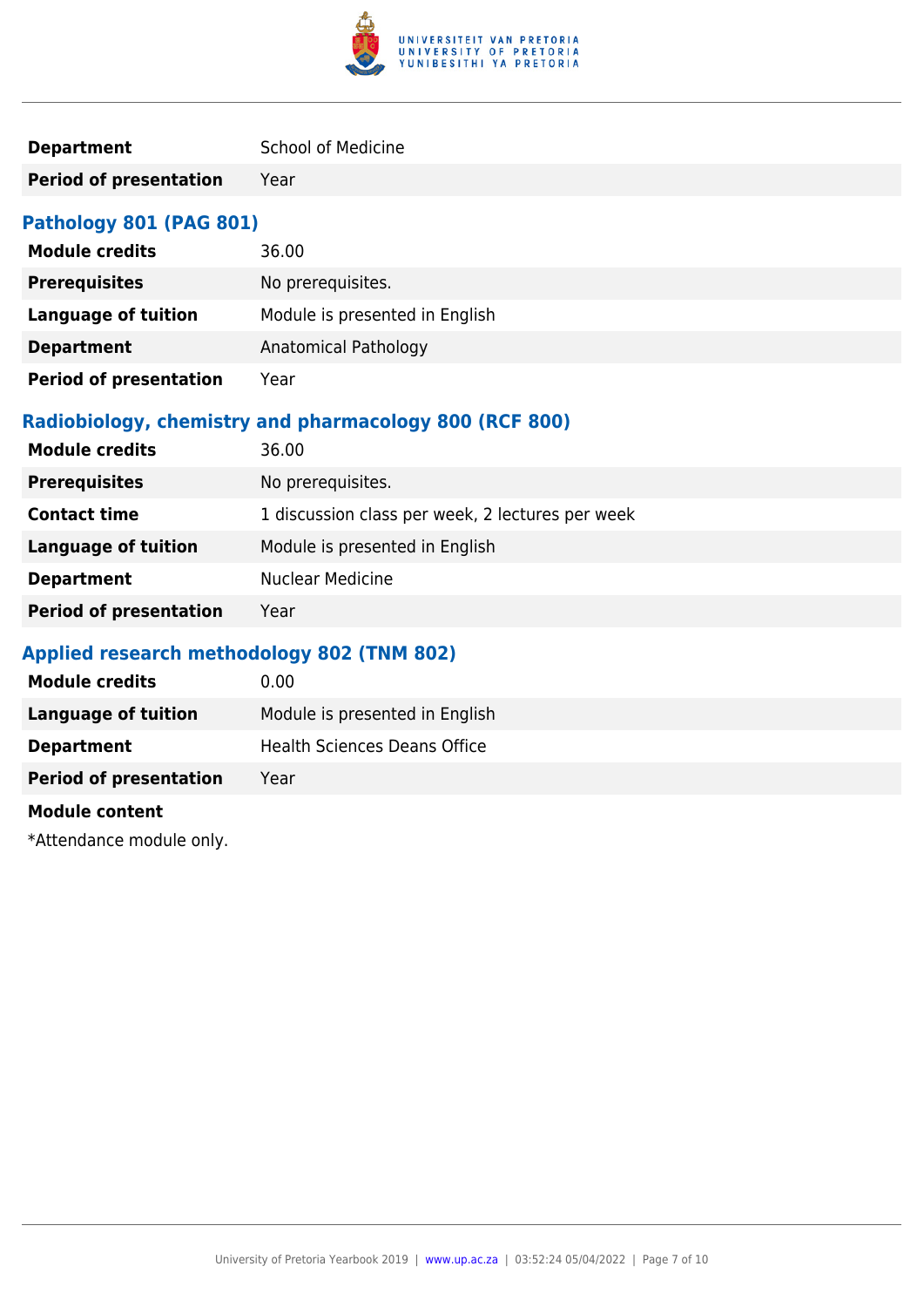| | |
|---|---|
| **Department** | School of Medicine |
| **Period of presentation** | Year |

### Pathology 801 (PAG 801)

| | |
|---|---|
| **Module credits** | 36.00 |
| **Prerequisites** | No prerequisites. |
| **Language of tuition** | Module is presented in English |
| **Department** | Anatomical Pathology |
| **Period of presentation** | Year |

### Radiobiology, chemistry and pharmacology 800 (RCF 800)

| | |
|---|---|
| **Module credits** | 36.00 |
| **Prerequisites** | No prerequisites. |
| **Contact time** | 1 discussion class per week, 2 lectures per week |
| **Language of tuition** | Module is presented in English |
| **Department** | Nuclear Medicine |
| **Period of presentation** | Year |

### Applied research methodology 802 (TNM 802)

| | |
|---|---|
| **Module credits** | 0.00 |
| **Language of tuition** | Module is presented in English |
| **Department** | Health Sciences Deans Office |
| **Period of presentation** | Year |

**Module content**

*Attendance module only.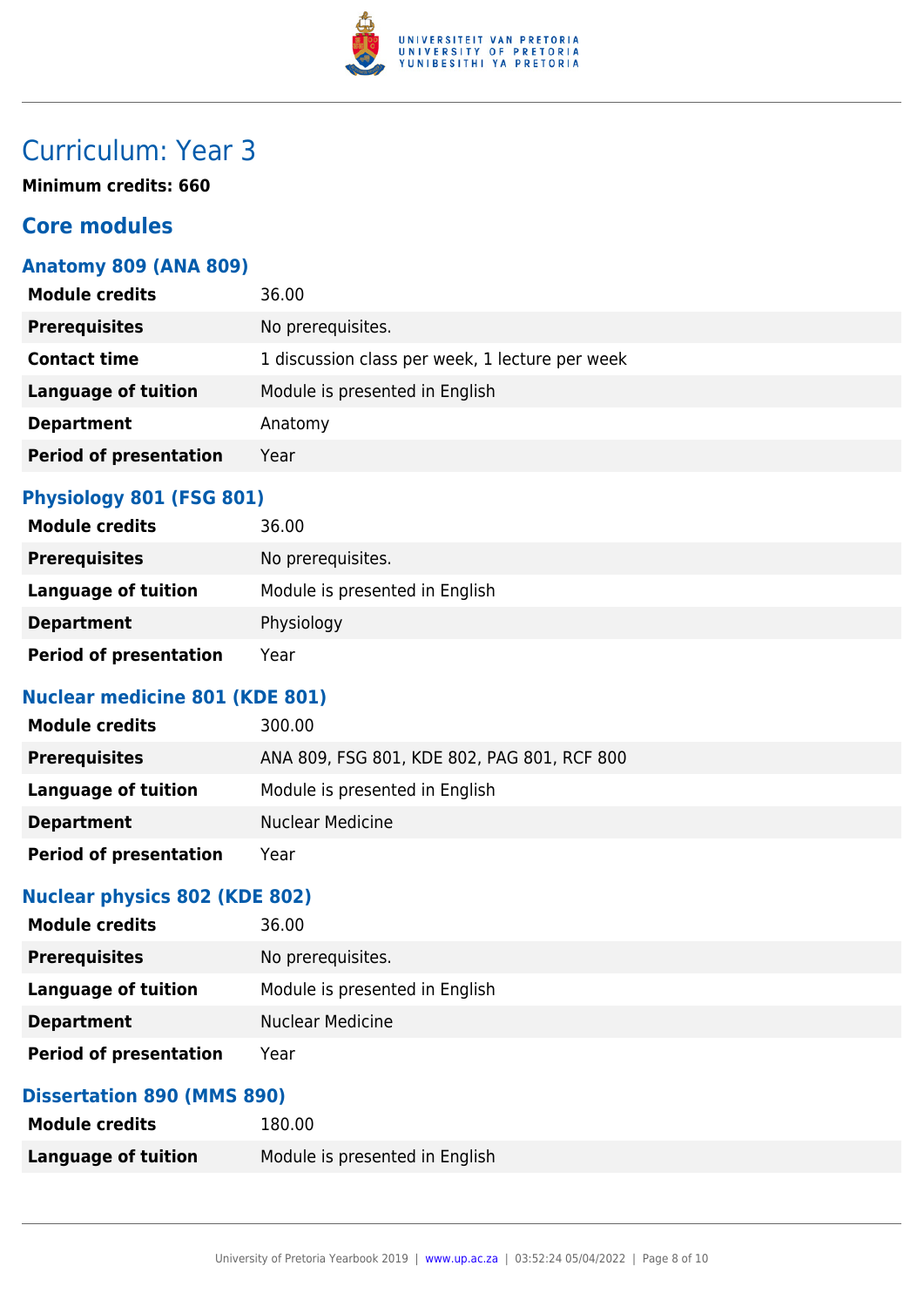# Curriculum: Year 3

**Minimum credits: 660**

## Core modules

### Anatomy 809 (ANA 809)

| | |
|---|---|
| **Module credits** | 36.00 |
| **Prerequisites** | No prerequisites. |
| **Contact time** | 1 discussion class per week, 1 lecture per week |
| **Language of tuition** | Module is presented in English |
| **Department** | Anatomy |
| **Period of presentation** | Year |

### Physiology 801 (FSG 801)

| | |
|---|---|
| **Module credits** | 36.00 |
| **Prerequisites** | No prerequisites. |
| **Language of tuition** | Module is presented in English |
| **Department** | Physiology |
| **Period of presentation** | Year |

### Nuclear medicine 801 (KDE 801)

| | |
|---|---|
| **Module credits** | 300.00 |
| **Prerequisites** | ANA 809, FSG 801, KDE 802, PAG 801, RCF 800 |
| **Language of tuition** | Module is presented in English |
| **Department** | Nuclear Medicine |
| **Period of presentation** | Year |

### Nuclear physics 802 (KDE 802)

| | |
|---|---|
| **Module credits** | 36.00 |
| **Prerequisites** | No prerequisites. |
| **Language of tuition** | Module is presented in English |
| **Department** | Nuclear Medicine |
| **Period of presentation** | Year |

### Dissertation 890 (MMS 890)

| | |
|---|---|
| **Module credits** | 180.00 |
| **Language of tuition** | Module is presented in English |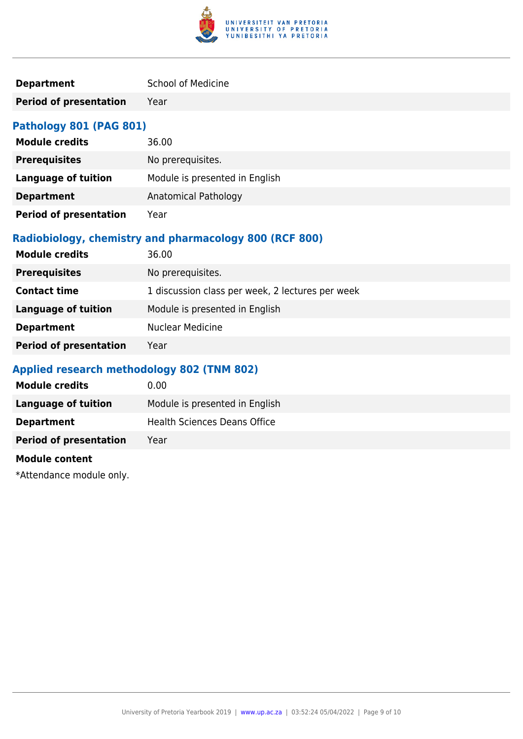| | |
|---|---|
| **Department** | School of Medicine |
| **Period of presentation** | Year |

### Pathology 801 (PAG 801)

| | |
|---|---|
| **Module credits** | 36.00 |
| **Prerequisites** | No prerequisites. |
| **Language of tuition** | Module is presented in English |
| **Department** | Anatomical Pathology |
| **Period of presentation** | Year |

### Radiobiology, chemistry and pharmacology 800 (RCF 800)

| | |
|---|---|
| **Module credits** | 36.00 |
| **Prerequisites** | No prerequisites. |
| **Contact time** | 1 discussion class per week, 2 lectures per week |
| **Language of tuition** | Module is presented in English |
| **Department** | Nuclear Medicine |
| **Period of presentation** | Year |

### Applied research methodology 802 (TNM 802)

| | |
|---|---|
| **Module credits** | 0.00 |
| **Language of tuition** | Module is presented in English |
| **Department** | Health Sciences Deans Office |
| **Period of presentation** | Year |

**Module content**

*Attendance module only.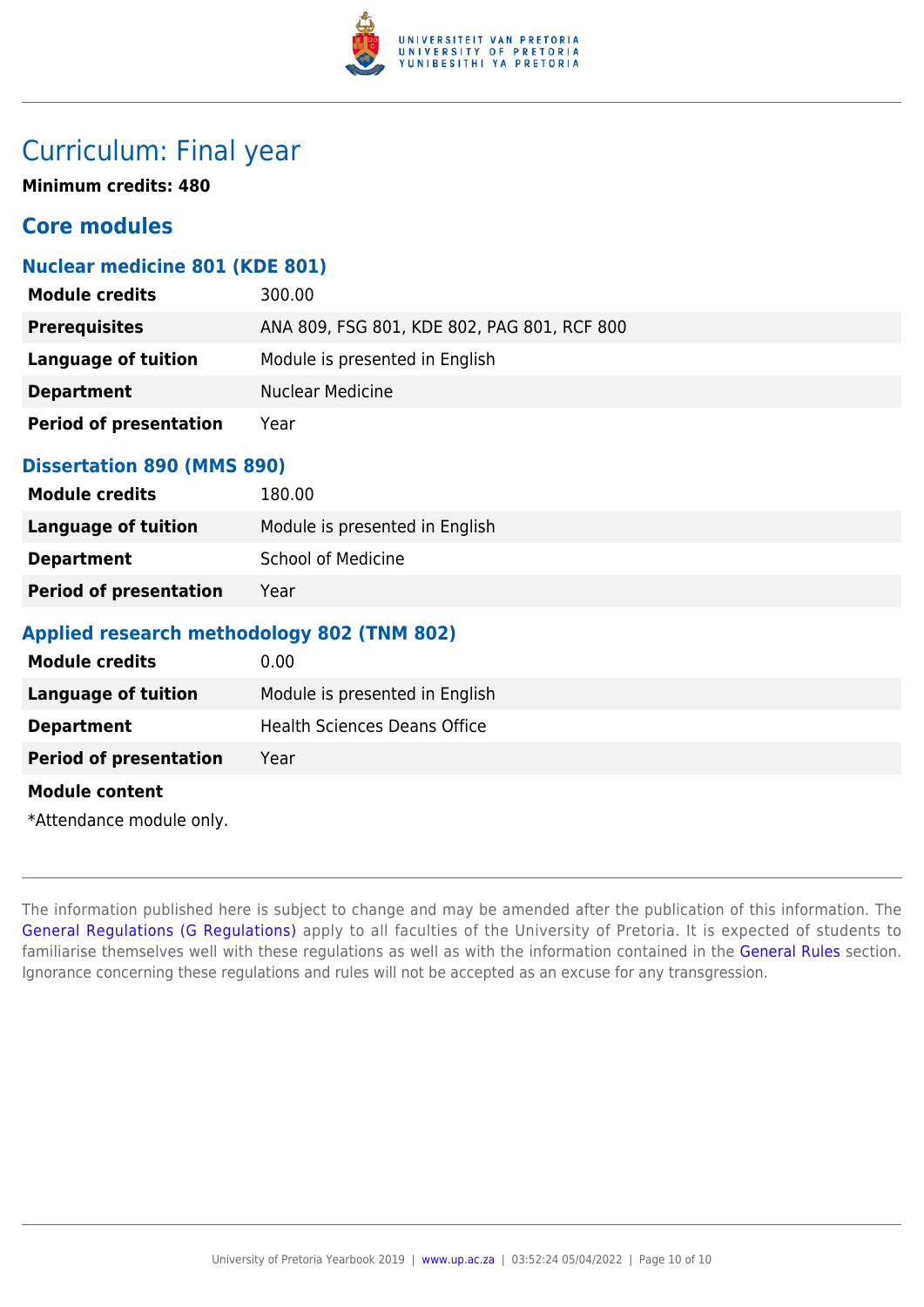# Curriculum: Final year

**Minimum credits: 480**

## Core modules

### Nuclear medicine 801 (KDE 801)

| | |
|---|---|
| **Module credits** | 300.00 |
| **Prerequisites** | ANA 809, FSG 801, KDE 802, PAG 801, RCF 800 |
| **Language of tuition** | Module is presented in English |
| **Department** | Nuclear Medicine |
| **Period of presentation** | Year |

### Dissertation 890 (MMS 890)

| | |
|---|---|
| **Module credits** | 180.00 |
| **Language of tuition** | Module is presented in English |
| **Department** | School of Medicine |
| **Period of presentation** | Year |

### Applied research methodology 802 (TNM 802)

| | |
|---|---|
| **Module credits** | 0.00 |
| **Language of tuition** | Module is presented in English |
| **Department** | Health Sciences Deans Office |
| **Period of presentation** | Year |

**Module content**

*Attendance module only.

The information published here is subject to change and may be amended after the publication of this information. The General Regulations (G Regulations) apply to all faculties of the University of Pretoria. It is expected of students to familiarise themselves well with these regulations as well as with the information contained in the General Rules section. Ignorance concerning these regulations and rules will not be accepted as an excuse for any transgression.